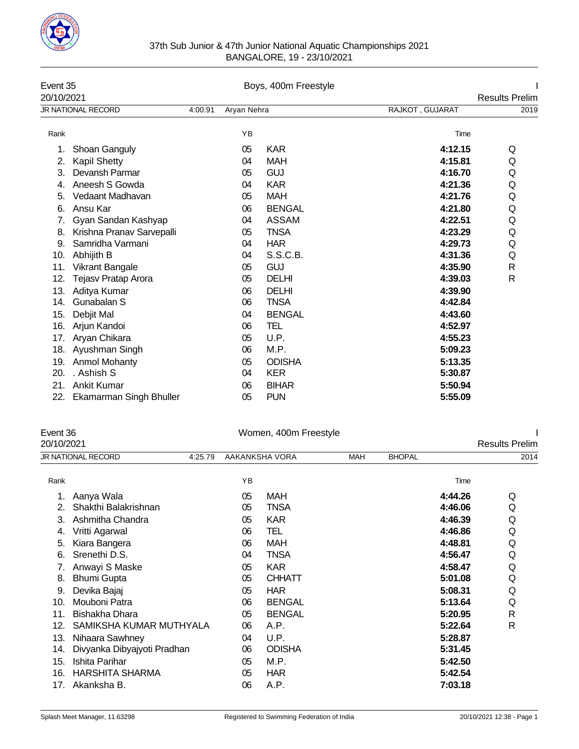# 37th Sub Junior & 47th Junior National Aquatic Championships 2021
BANGALORE, 19 - 23/10/2021

## Event 35 — Boys, 400m Freestyle

20/10/2021 — Results Prelim

JR NATIONAL RECORD 4:00.91 Aryan Nehra RAJKOT , GUJARAT 2019

| Rank | Name | YB | Team | Time | |
|---|---|---|---|---|---|
| 1. | Shoan Ganguly | 05 | KAR | **4:12.15** | Q |
| 2. | Kapil Shetty | 04 | MAH | **4:15.81** | Q |
| 3. | Devansh Parmar | 05 | GUJ | **4:16.70** | Q |
| 4. | Aneesh S Gowda | 04 | KAR | **4:21.36** | Q |
| 5. | Vedaant Madhavan | 05 | MAH | **4:21.76** | Q |
| 6. | Ansu Kar | 06 | BENGAL | **4:21.80** | Q |
| 7. | Gyan Sandan Kashyap | 04 | ASSAM | **4:22.51** | Q |
| 8. | Krishna Pranav Sarvepalli | 05 | TNSA | **4:23.29** | Q |
| 9. | Samridha Varmani | 04 | HAR | **4:29.73** | Q |
| 10. | Abhijith B | 04 | S.S.C.B. | **4:31.36** | Q |
| 11. | Vikrant Bangale | 05 | GUJ | **4:35.90** | R |
| 12. | Tejasv Pratap Arora | 05 | DELHI | **4:39.03** | R |
| 13. | Aditya Kumar | 06 | DELHI | **4:39.90** | |
| 14. | Gunabalan S | 06 | TNSA | **4:42.84** | |
| 15. | Debjit Mal | 04 | BENGAL | **4:43.60** | |
| 16. | Arjun Kandoi | 06 | TEL | **4:52.97** | |
| 17. | Aryan Chikara | 05 | U.P. | **4:55.23** | |
| 18. | Ayushman Singh | 06 | M.P. | **5:09.23** | |
| 19. | Anmol Mohanty | 05 | ODISHA | **5:13.35** | |
| 20. | . Ashish S | 04 | KER | **5:30.87** | |
| 21. | Ankit Kumar | 06 | BIHAR | **5:50.94** | |
| 22. | Ekamarman Singh Bhuller | 05 | PUN | **5:55.09** | |

## Event 36 — Women, 400m Freestyle

20/10/2021 — Results Prelim

JR NATIONAL RECORD 4:25.79 AAKANKSHA VORA MAH BHOPAL 2014

| Rank | Name | YB | Team | Time | |
|---|---|---|---|---|---|
| 1. | Aanya Wala | 05 | MAH | **4:44.26** | Q |
| 2. | Shakthi Balakrishnan | 05 | TNSA | **4:46.06** | Q |
| 3. | Ashmitha Chandra | 05 | KAR | **4:46.39** | Q |
| 4. | Vritti Agarwal | 06 | TEL | **4:46.86** | Q |
| 5. | Kiara Bangera | 06 | MAH | **4:48.81** | Q |
| 6. | Srenethi D.S. | 04 | TNSA | **4:56.47** | Q |
| 7. | Anwayi S Maske | 05 | KAR | **4:58.47** | Q |
| 8. | Bhumi Gupta | 05 | CHHATT | **5:01.08** | Q |
| 9. | Devika Bajaj | 05 | HAR | **5:08.31** | Q |
| 10. | Mouboni Patra | 06 | BENGAL | **5:13.64** | Q |
| 11. | Bishakha Dhara | 05 | BENGAL | **5:20.95** | R |
| 12. | SAMIKSHA KUMAR MUTHYALA | 06 | A.P. | **5:22.64** | R |
| 13. | Nihaara Sawhney | 04 | U.P. | **5:28.87** | |
| 14. | Divyanka Dibyajyoti Pradhan | 06 | ODISHA | **5:31.45** | |
| 15. | Ishita Parihar | 05 | M.P. | **5:42.50** | |
| 16. | HARSHITA SHARMA | 05 | HAR | **5:42.54** | |
| 17. | Akanksha B. | 06 | A.P. | **7:03.18** | |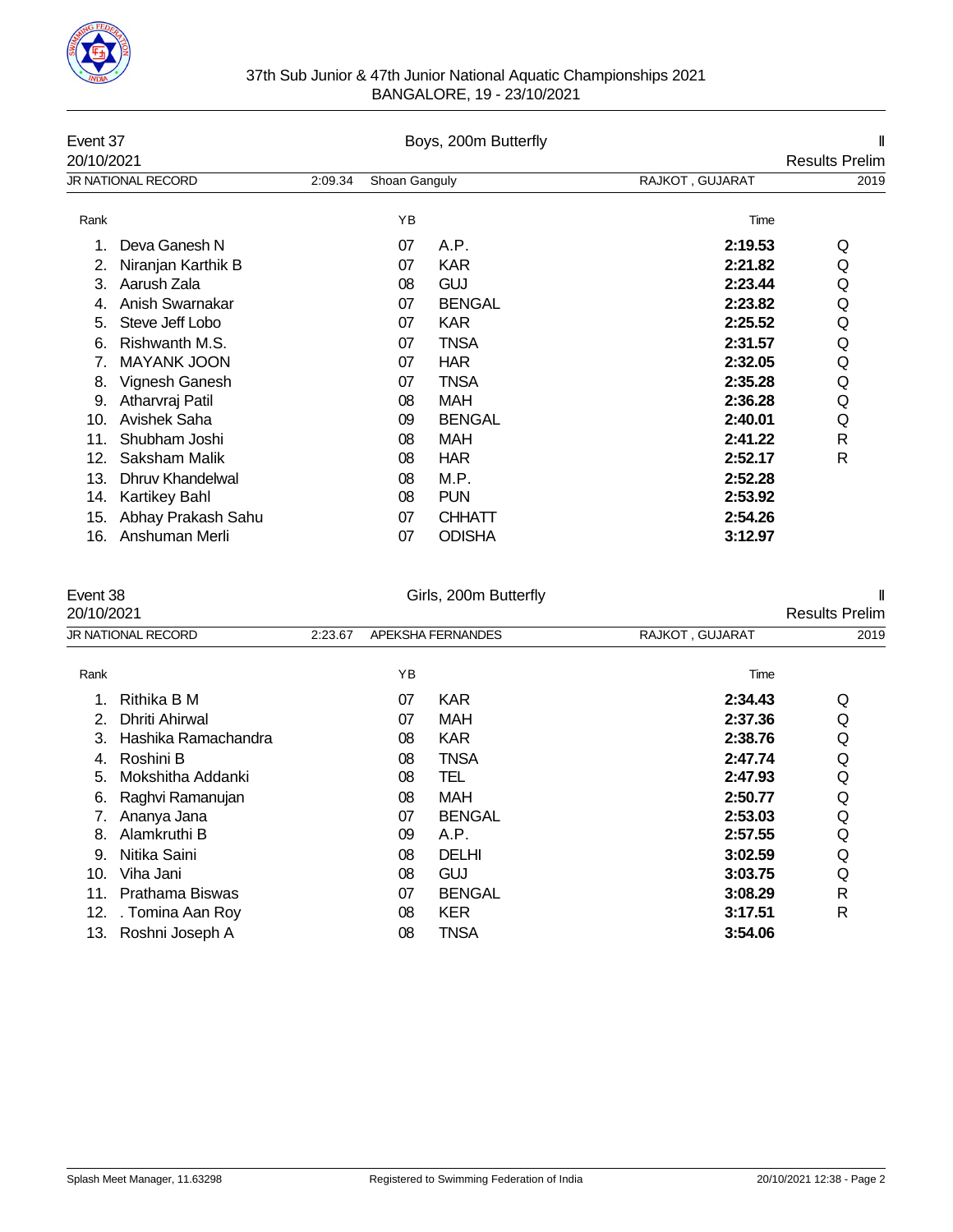## Event 37 — Boys, 200m Butterfly

20/10/2021 — Results Prelim

| JR NATIONAL RECORD | 2:09.34 | Shoan Ganguly | RAJKOT , GUJARAT | 2019 |
|---|---|---|---|---|

| Rank | Name | YB | Team | Time | |
|---|---|---|---|---|---|
| 1. | Deva Ganesh N | 07 | A.P. | **2:19.53** | Q |
| 2. | Niranjan Karthik B | 07 | KAR | **2:21.82** | Q |
| 3. | Aarush Zala | 08 | GUJ | **2:23.44** | Q |
| 4. | Anish Swarnakar | 07 | BENGAL | **2:23.82** | Q |
| 5. | Steve Jeff Lobo | 07 | KAR | **2:25.52** | Q |
| 6. | Rishwanth M.S. | 07 | TNSA | **2:31.57** | Q |
| 7. | MAYANK JOON | 07 | HAR | **2:32.05** | Q |
| 8. | Vignesh Ganesh | 07 | TNSA | **2:35.28** | Q |
| 9. | Atharvraj Patil | 08 | MAH | **2:36.28** | Q |
| 10. | Avishek Saha | 09 | BENGAL | **2:40.01** | Q |
| 11. | Shubham Joshi | 08 | MAH | **2:41.22** | R |
| 12. | Saksham Malik | 08 | HAR | **2:52.17** | R |
| 13. | Dhruv Khandelwal | 08 | M.P. | **2:52.28** | |
| 14. | Kartikey Bahl | 08 | PUN | **2:53.92** | |
| 15. | Abhay Prakash Sahu | 07 | CHHATT | **2:54.26** | |
| 16. | Anshuman Merli | 07 | ODISHA | **3:12.97** | |

## Event 38 — Girls, 200m Butterfly

20/10/2021 — Results Prelim

| JR NATIONAL RECORD | 2:23.67 | APEKSHA FERNANDES | RAJKOT , GUJARAT | 2019 |
|---|---|---|---|---|

| Rank | Name | YB | Team | Time | |
|---|---|---|---|---|---|
| 1. | Rithika B M | 07 | KAR | **2:34.43** | Q |
| 2. | Dhriti Ahirwal | 07 | MAH | **2:37.36** | Q |
| 3. | Hashika Ramachandra | 08 | KAR | **2:38.76** | Q |
| 4. | Roshini B | 08 | TNSA | **2:47.74** | Q |
| 5. | Mokshitha Addanki | 08 | TEL | **2:47.93** | Q |
| 6. | Raghvi Ramanujan | 08 | MAH | **2:50.77** | Q |
| 7. | Ananya Jana | 07 | BENGAL | **2:53.03** | Q |
| 8. | Alamkruthi B | 09 | A.P. | **2:57.55** | Q |
| 9. | Nitika Saini | 08 | DELHI | **3:02.59** | Q |
| 10. | Viha Jani | 08 | GUJ | **3:03.75** | Q |
| 11. | Prathama Biswas | 07 | BENGAL | **3:08.29** | R |
| 12. | . Tomina Aan Roy | 08 | KER | **3:17.51** | R |
| 13. | Roshni Joseph A | 08 | TNSA | **3:54.06** | |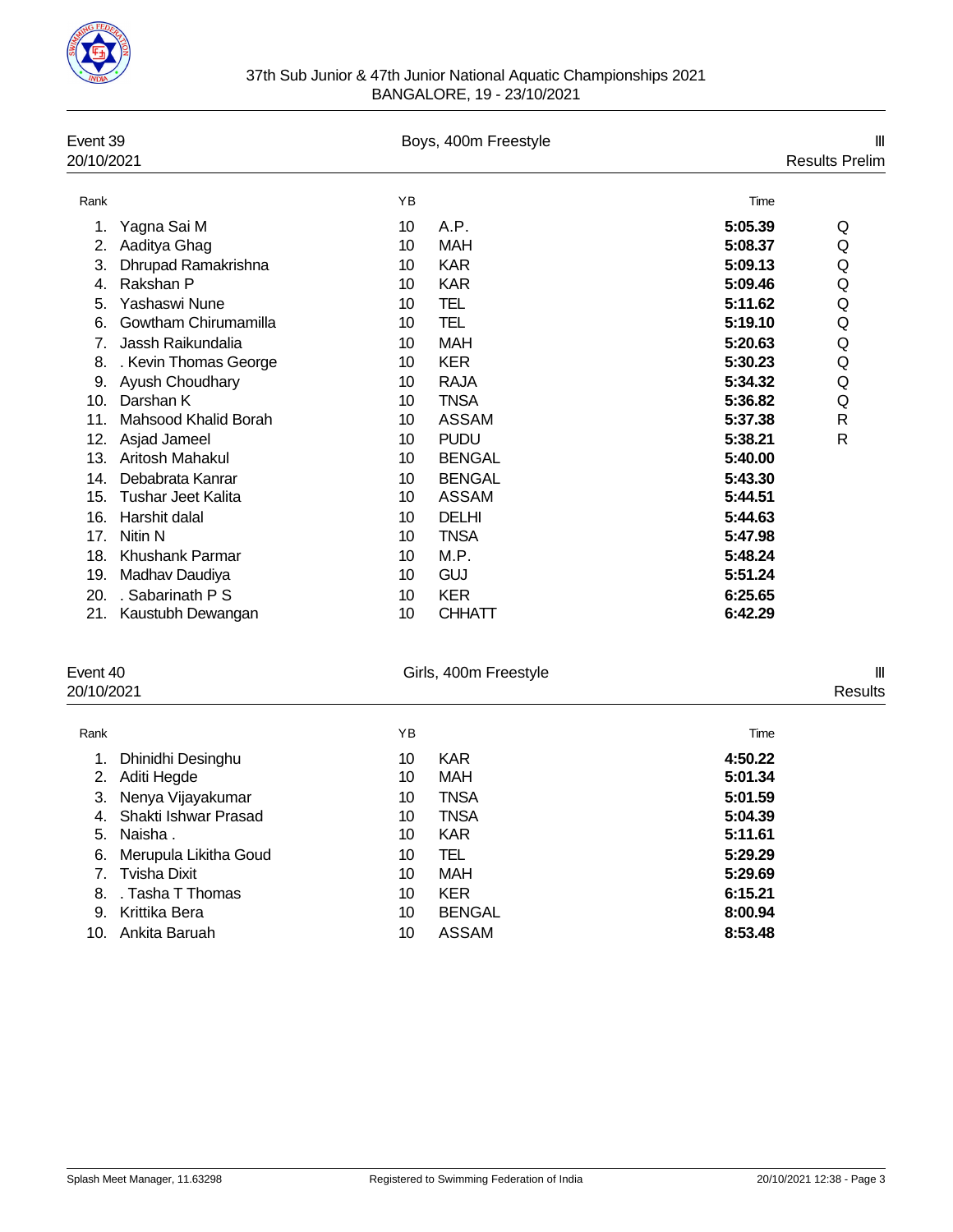37th Sub Junior & 47th Junior National Aquatic Championships 2021
BANGALORE, 19 - 23/10/2021

## Event 39 — Boys, 400m Freestyle — III

20/10/2021 — Results Prelim

| Rank | | YB | | Time | |
|---|---|---|---|---|---|
| 1. | Yagna Sai M | 10 | A.P. | **5:05.39** | Q |
| 2. | Aaditya Ghag | 10 | MAH | **5:08.37** | Q |
| 3. | Dhrupad Ramakrishna | 10 | KAR | **5:09.13** | Q |
| 4. | Rakshan P | 10 | KAR | **5:09.46** | Q |
| 5. | Yashaswi Nune | 10 | TEL | **5:11.62** | Q |
| 6. | Gowtham Chirumamilla | 10 | TEL | **5:19.10** | Q |
| 7. | Jassh Raikundalia | 10 | MAH | **5:20.63** | Q |
| 8. | . Kevin Thomas George | 10 | KER | **5:30.23** | Q |
| 9. | Ayush Choudhary | 10 | RAJA | **5:34.32** | Q |
| 10. | Darshan K | 10 | TNSA | **5:36.82** | Q |
| 11. | Mahsood Khalid Borah | 10 | ASSAM | **5:37.38** | R |
| 12. | Asjad Jameel | 10 | PUDU | **5:38.21** | R |
| 13. | Aritosh Mahakul | 10 | BENGAL | **5:40.00** | |
| 14. | Debabrata Kanrar | 10 | BENGAL | **5:43.30** | |
| 15. | Tushar Jeet Kalita | 10 | ASSAM | **5:44.51** | |
| 16. | Harshit dalal | 10 | DELHI | **5:44.63** | |
| 17. | Nitin N | 10 | TNSA | **5:47.98** | |
| 18. | Khushank Parmar | 10 | M.P. | **5:48.24** | |
| 19. | Madhav Daudiya | 10 | GUJ | **5:51.24** | |
| 20. | . Sabarinath P S | 10 | KER | **6:25.65** | |
| 21. | Kaustubh Dewangan | 10 | CHHATT | **6:42.29** | |

## Event 40 — Girls, 400m Freestyle — III

20/10/2021 — Results

| Rank | | YB | | Time |
|---|---|---|---|---|
| 1. | Dhinidhi Desinghu | 10 | KAR | **4:50.22** |
| 2. | Aditi Hegde | 10 | MAH | **5:01.34** |
| 3. | Nenya Vijayakumar | 10 | TNSA | **5:01.59** |
| 4. | Shakti Ishwar Prasad | 10 | TNSA | **5:04.39** |
| 5. | Naisha . | 10 | KAR | **5:11.61** |
| 6. | Merupula Likitha Goud | 10 | TEL | **5:29.29** |
| 7. | Tvisha Dixit | 10 | MAH | **5:29.69** |
| 8. | . Tasha T Thomas | 10 | KER | **6:15.21** |
| 9. | Krittika Bera | 10 | BENGAL | **8:00.94** |
| 10. | Ankita Baruah | 10 | ASSAM | **8:53.48** |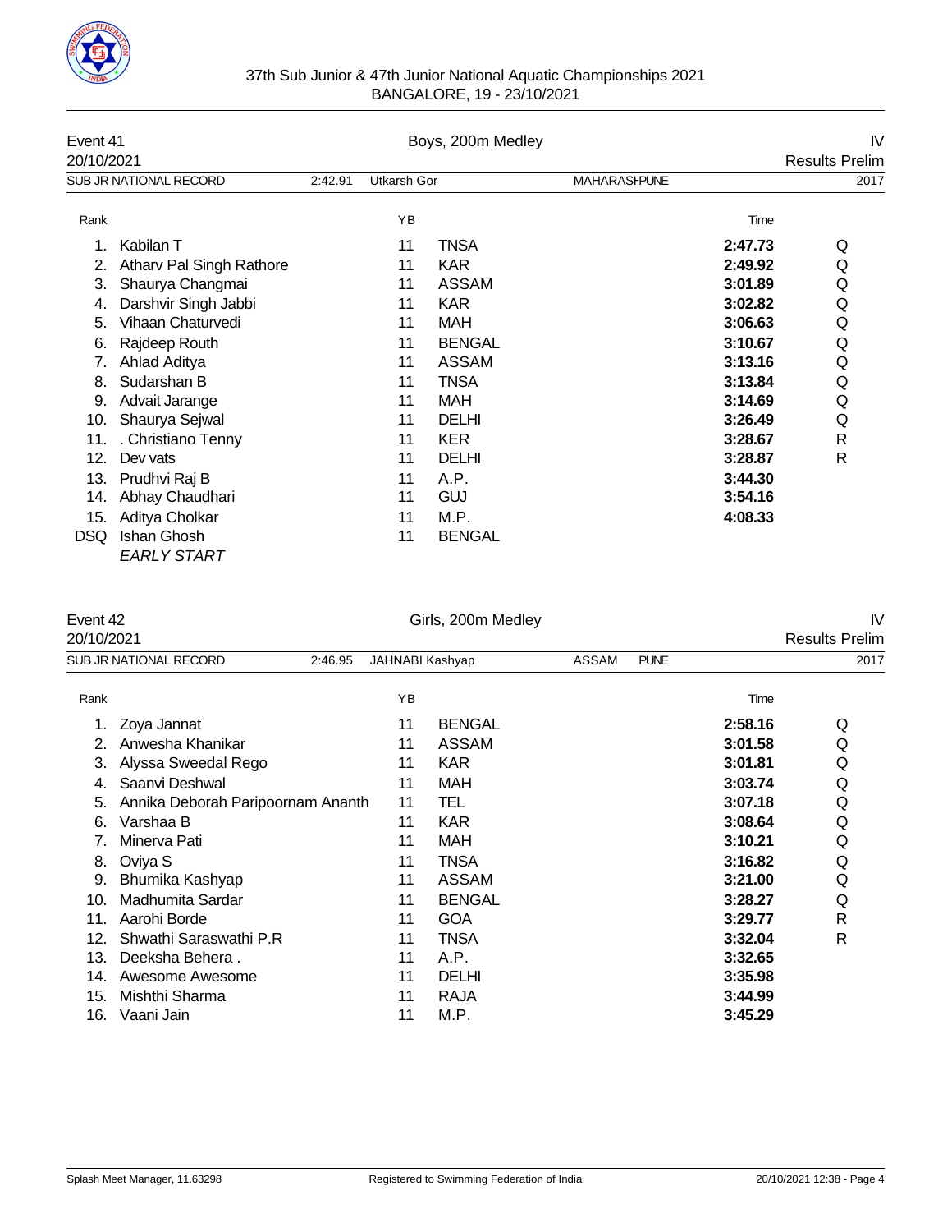37th Sub Junior & 47th Junior National Aquatic Championships 2021
BANGALORE, 19 - 23/10/2021

## Event 41 — Boys, 200m Medley — IV

20/10/2021 — Results Prelim

| SUB JR NATIONAL RECORD | 2:42.91 | Utkarsh Gor | MAHARASHPUNE | 2017 |
|---|---|---|---|---|

| Rank | Name | YB | Team | Time | |
|---|---|---|---|---|---|
| 1. | Kabilan T | 11 | TNSA | 2:47.73 | Q |
| 2. | Atharv Pal Singh Rathore | 11 | KAR | 2:49.92 | Q |
| 3. | Shaurya Changmai | 11 | ASSAM | 3:01.89 | Q |
| 4. | Darshvir Singh Jabbi | 11 | KAR | 3:02.82 | Q |
| 5. | Vihaan Chaturvedi | 11 | MAH | 3:06.63 | Q |
| 6. | Rajdeep Routh | 11 | BENGAL | 3:10.67 | Q |
| 7. | Ahlad Aditya | 11 | ASSAM | 3:13.16 | Q |
| 8. | Sudarshan B | 11 | TNSA | 3:13.84 | Q |
| 9. | Advait Jarange | 11 | MAH | 3:14.69 | Q |
| 10. | Shaurya Sejwal | 11 | DELHI | 3:26.49 | Q |
| 11. | . Christiano Tenny | 11 | KER | 3:28.67 | R |
| 12. | Dev vats | 11 | DELHI | 3:28.87 | R |
| 13. | Prudhvi Raj B | 11 | A.P. | 3:44.30 | |
| 14. | Abhay Chaudhari | 11 | GUJ | 3:54.16 | |
| 15. | Aditya Cholkar | 11 | M.P. | 4:08.33 | |
| DSQ | Ishan Ghosh *EARLY START* | 11 | BENGAL | | |

## Event 42 — Girls, 200m Medley — IV

20/10/2021 — Results Prelim

| SUB JR NATIONAL RECORD | 2:46.95 | JAHNABI Kashyap | ASSAM PUNE | 2017 |
|---|---|---|---|---|

| Rank | Name | YB | Team | Time | |
|---|---|---|---|---|---|
| 1. | Zoya Jannat | 11 | BENGAL | 2:58.16 | Q |
| 2. | Anwesha Khanikar | 11 | ASSAM | 3:01.58 | Q |
| 3. | Alyssa Sweedal Rego | 11 | KAR | 3:01.81 | Q |
| 4. | Saanvi Deshwal | 11 | MAH | 3:03.74 | Q |
| 5. | Annika Deborah Paripoornam Ananth | 11 | TEL | 3:07.18 | Q |
| 6. | Varshaa B | 11 | KAR | 3:08.64 | Q |
| 7. | Minerva Pati | 11 | MAH | 3:10.21 | Q |
| 8. | Oviya S | 11 | TNSA | 3:16.82 | Q |
| 9. | Bhumika Kashyap | 11 | ASSAM | 3:21.00 | Q |
| 10. | Madhumita Sardar | 11 | BENGAL | 3:28.27 | Q |
| 11. | Aarohi Borde | 11 | GOA | 3:29.77 | R |
| 12. | Shwathi Saraswathi P.R | 11 | TNSA | 3:32.04 | R |
| 13. | Deeksha Behera . | 11 | A.P. | 3:32.65 | |
| 14. | Awesome Awesome | 11 | DELHI | 3:35.98 | |
| 15. | Mishthi Sharma | 11 | RAJA | 3:44.99 | |
| 16. | Vaani Jain | 11 | M.P. | 3:45.29 | |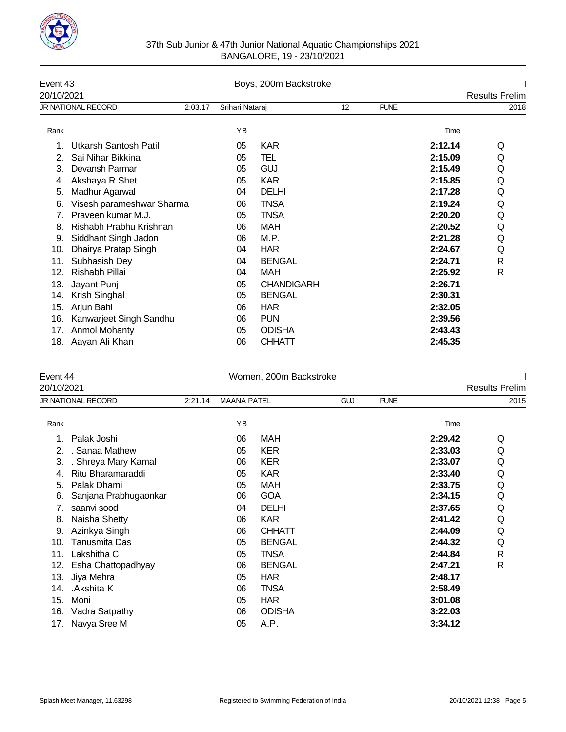37th Sub Junior & 47th Junior National Aquatic Championships 2021
BANGALORE, 19 - 23/10/2021

## Event 43 — Boys, 200m Backstroke

20/10/2021 — Results Prelim

| JR NATIONAL RECORD | 2:03.17 | Srihari Nataraj | 12 | PUNE | 2018 |
|---|---|---|---|---|---|

| Rank | Name | YB | Team | Time | |
|---|---|---|---|---|---|
| 1. | Utkarsh Santosh Patil | 05 | KAR | **2:12.14** | Q |
| 2. | Sai Nihar Bikkina | 05 | TEL | **2:15.09** | Q |
| 3. | Devansh Parmar | 05 | GUJ | **2:15.49** | Q |
| 4. | Akshaya R Shet | 05 | KAR | **2:15.85** | Q |
| 5. | Madhur Agarwal | 04 | DELHI | **2:17.28** | Q |
| 6. | Visesh parameshwar Sharma | 06 | TNSA | **2:19.24** | Q |
| 7. | Praveen kumar M.J. | 05 | TNSA | **2:20.20** | Q |
| 8. | Rishabh Prabhu Krishnan | 06 | MAH | **2:20.52** | Q |
| 9. | Siddhant Singh Jadon | 06 | M.P. | **2:21.28** | Q |
| 10. | Dhairya Pratap Singh | 04 | HAR | **2:24.67** | Q |
| 11. | Subhasish Dey | 04 | BENGAL | **2:24.71** | R |
| 12. | Rishabh Pillai | 04 | MAH | **2:25.92** | R |
| 13. | Jayant Punj | 05 | CHANDIGARH | **2:26.71** | |
| 14. | Krish Singhal | 05 | BENGAL | **2:30.31** | |
| 15. | Arjun Bahl | 06 | HAR | **2:32.05** | |
| 16. | Kanwarjeet Singh Sandhu | 06 | PUN | **2:39.56** | |
| 17. | Anmol Mohanty | 05 | ODISHA | **2:43.43** | |
| 18. | Aayan Ali Khan | 06 | CHHATT | **2:45.35** | |

## Event 44 — Women, 200m Backstroke

20/10/2021 — Results Prelim

| JR NATIONAL RECORD | 2:21.14 | MAANA PATEL | GUJ | PUNE | 2015 |
|---|---|---|---|---|---|

| Rank | Name | YB | Team | Time | |
|---|---|---|---|---|---|
| 1. | Palak Joshi | 06 | MAH | **2:29.42** | Q |
| 2. | . Sanaa Mathew | 05 | KER | **2:33.03** | Q |
| 3. | . Shreya Mary Kamal | 06 | KER | **2:33.07** | Q |
| 4. | Ritu Bharamaraddi | 05 | KAR | **2:33.40** | Q |
| 5. | Palak Dhami | 05 | MAH | **2:33.75** | Q |
| 6. | Sanjana Prabhugaonkar | 06 | GOA | **2:34.15** | Q |
| 7. | saanvi sood | 04 | DELHI | **2:37.65** | Q |
| 8. | Naisha Shetty | 06 | KAR | **2:41.42** | Q |
| 9. | Azinkya Singh | 06 | CHHATT | **2:44.09** | Q |
| 10. | Tanusmita Das | 05 | BENGAL | **2:44.32** | Q |
| 11. | Lakshitha C | 05 | TNSA | **2:44.84** | R |
| 12. | Esha Chattopadhyay | 06 | BENGAL | **2:47.21** | R |
| 13. | Jiya Mehra | 05 | HAR | **2:48.17** | |
| 14. | .Akshita K | 06 | TNSA | **2:58.49** | |
| 15. | Moni | 05 | HAR | **3:01.08** | |
| 16. | Vadra Satpathy | 06 | ODISHA | **3:22.03** | |
| 17. | Navya Sree M | 05 | A.P. | **3:34.12** | |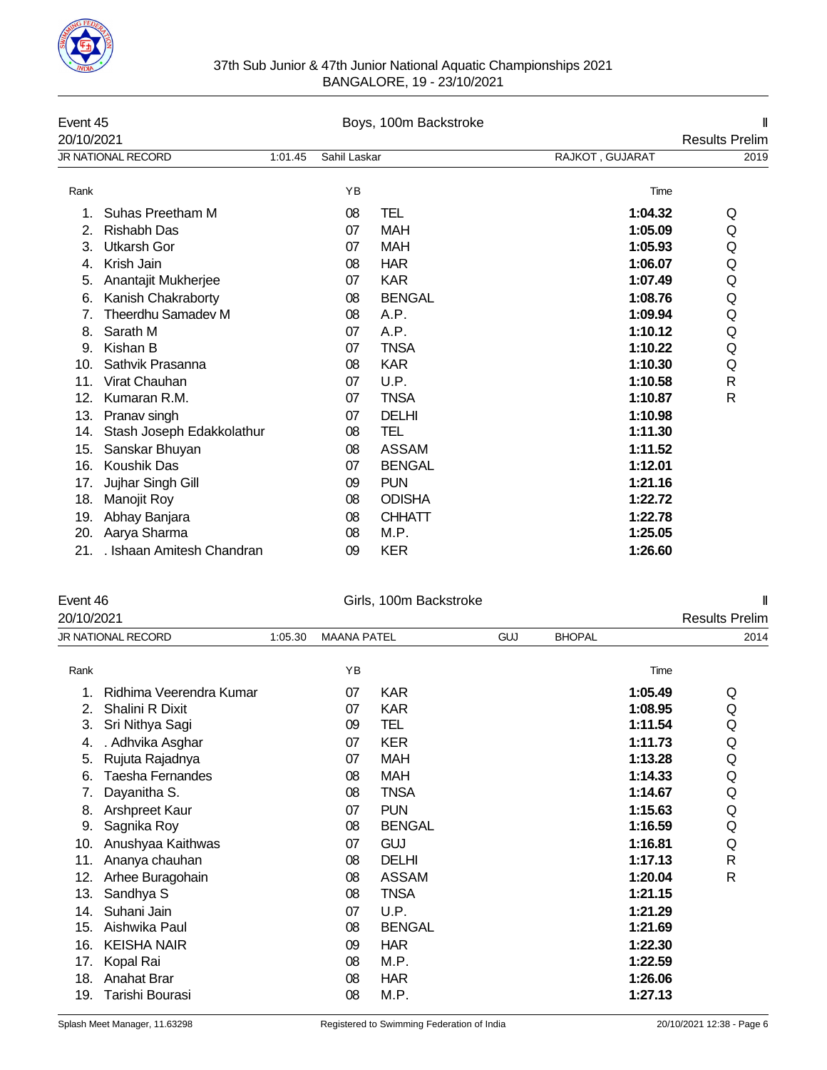37th Sub Junior & 47th Junior National Aquatic Championships 2021
BANGALORE, 19 - 23/10/2021

## Event 45 — Boys, 100m Backstroke

20/10/2021 — Results Prelim

JR NATIONAL RECORD — 1:01.45 — Sahil Laskar — RAJKOT , GUJARAT — 2019

| Rank | Name | YB | Team | Time | |
|---|---|---|---|---|---|
| 1. | Suhas Preetham M | 08 | TEL | 1:04.32 | Q |
| 2. | Rishabh Das | 07 | MAH | 1:05.09 | Q |
| 3. | Utkarsh Gor | 07 | MAH | 1:05.93 | Q |
| 4. | Krish Jain | 08 | HAR | 1:06.07 | Q |
| 5. | Anantajit Mukherjee | 07 | KAR | 1:07.49 | Q |
| 6. | Kanish Chakraborty | 08 | BENGAL | 1:08.76 | Q |
| 7. | Theerdhu Samadev M | 08 | A.P. | 1:09.94 | Q |
| 8. | Sarath M | 07 | A.P. | 1:10.12 | Q |
| 9. | Kishan B | 07 | TNSA | 1:10.22 | Q |
| 10. | Sathvik Prasanna | 08 | KAR | 1:10.30 | Q |
| 11. | Virat Chauhan | 07 | U.P. | 1:10.58 | R |
| 12. | Kumaran R.M. | 07 | TNSA | 1:10.87 | R |
| 13. | Pranav singh | 07 | DELHI | 1:10.98 | |
| 14. | Stash Joseph Edakkolathur | 08 | TEL | 1:11.30 | |
| 15. | Sanskar Bhuyan | 08 | ASSAM | 1:11.52 | |
| 16. | Koushik Das | 07 | BENGAL | 1:12.01 | |
| 17. | Jujhar Singh Gill | 09 | PUN | 1:21.16 | |
| 18. | Manojit Roy | 08 | ODISHA | 1:22.72 | |
| 19. | Abhay Banjara | 08 | CHHATT | 1:22.78 | |
| 20. | Aarya Sharma | 08 | M.P. | 1:25.05 | |
| 21. | . Ishaan Amitesh Chandran | 09 | KER | 1:26.60 | |

## Event 46 — Girls, 100m Backstroke

20/10/2021 — Results Prelim

JR NATIONAL RECORD — 1:05.30 — MAANA PATEL — GUJ — BHOPAL — 2014

| Rank | Name | YB | Team | Time | |
|---|---|---|---|---|---|
| 1. | Ridhima Veerendra Kumar | 07 | KAR | 1:05.49 | Q |
| 2. | Shalini R Dixit | 07 | KAR | 1:08.95 | Q |
| 3. | Sri Nithya Sagi | 09 | TEL | 1:11.54 | Q |
| 4. | . Adhvika Asghar | 07 | KER | 1:11.73 | Q |
| 5. | Rujuta Rajadnya | 07 | MAH | 1:13.28 | Q |
| 6. | Taesha Fernandes | 08 | MAH | 1:14.33 | Q |
| 7. | Dayanitha S. | 08 | TNSA | 1:14.67 | Q |
| 8. | Arshpreet Kaur | 07 | PUN | 1:15.63 | Q |
| 9. | Sagnika Roy | 08 | BENGAL | 1:16.59 | Q |
| 10. | Anushyaa Kaithwas | 07 | GUJ | 1:16.81 | Q |
| 11. | Ananya chauhan | 08 | DELHI | 1:17.13 | R |
| 12. | Arhee Buragohain | 08 | ASSAM | 1:20.04 | R |
| 13. | Sandhya S | 08 | TNSA | 1:21.15 | |
| 14. | Suhani Jain | 07 | U.P. | 1:21.29 | |
| 15. | Aishwika Paul | 08 | BENGAL | 1:21.69 | |
| 16. | KEISHA NAIR | 09 | HAR | 1:22.30 | |
| 17. | Kopal Rai | 08 | M.P. | 1:22.59 | |
| 18. | Anahat Brar | 08 | HAR | 1:26.06 | |
| 19. | Tarishi Bourasi | 08 | M.P. | 1:27.13 | |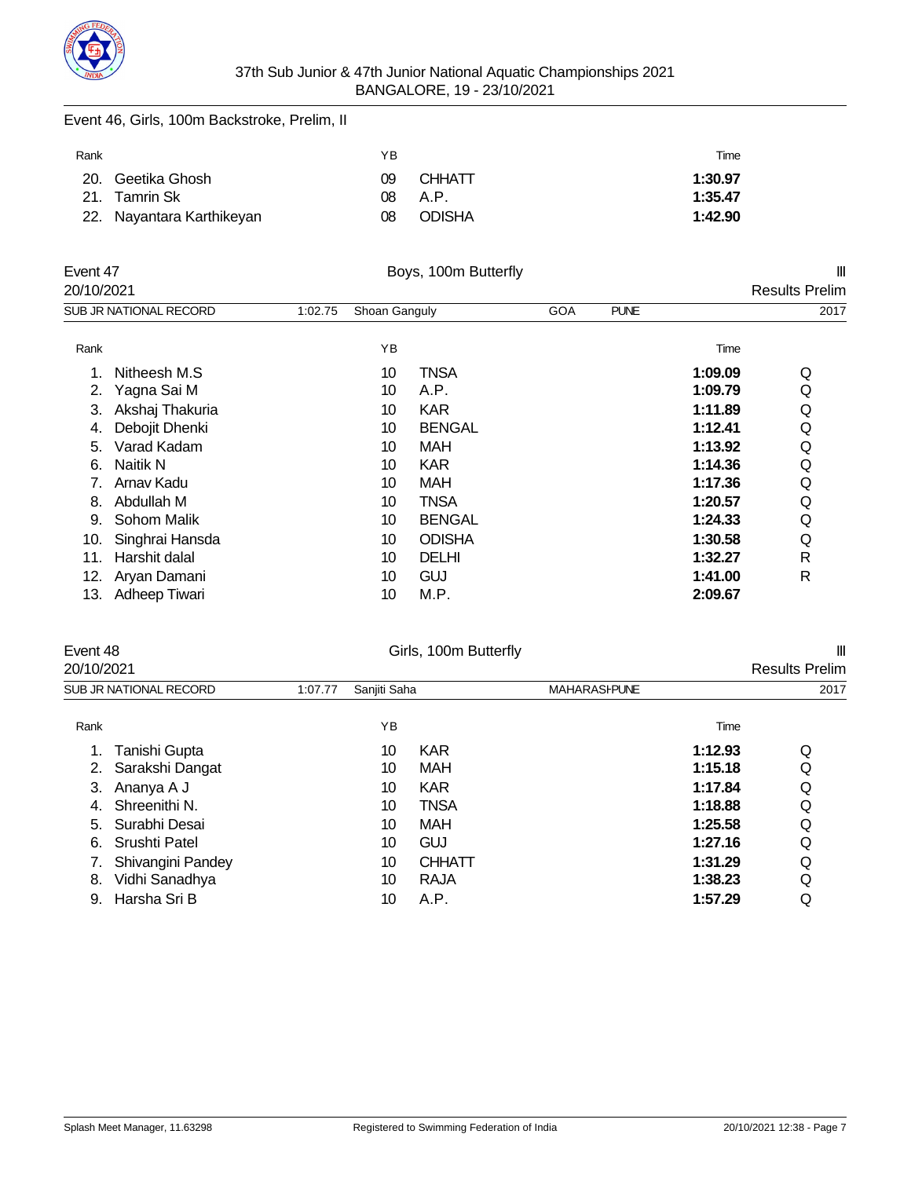Event 46, Girls, 100m Backstroke, Prelim, II

| Rank | | YB | | Time |
|---|---|---|---|---|
| 20. | Geetika Ghosh | 09 | CHHATT | **1:30.97** |
| 21. | Tamrin Sk | 08 | A.P. | **1:35.47** |
| 22. | Nayantara Karthikeyan | 08 | ODISHA | **1:42.90** |

## Event 47 — Boys, 100m Butterfly — III

20/10/2021 — Results Prelim

SUB JR NATIONAL RECORD 1:02.75 Shoan Ganguly GOA PUNE 2017

| Rank | | YB | | Time | |
|---|---|---|---|---|---|
| 1. | Nitheesh M.S | 10 | TNSA | **1:09.09** | Q |
| 2. | Yagna Sai M | 10 | A.P. | **1:09.79** | Q |
| 3. | Akshaj Thakuria | 10 | KAR | **1:11.89** | Q |
| 4. | Debojit Dhenki | 10 | BENGAL | **1:12.41** | Q |
| 5. | Varad Kadam | 10 | MAH | **1:13.92** | Q |
| 6. | Naitik N | 10 | KAR | **1:14.36** | Q |
| 7. | Arnav Kadu | 10 | MAH | **1:17.36** | Q |
| 8. | Abdullah M | 10 | TNSA | **1:20.57** | Q |
| 9. | Sohom Malik | 10 | BENGAL | **1:24.33** | Q |
| 10. | Singhrai Hansda | 10 | ODISHA | **1:30.58** | Q |
| 11. | Harshit dalal | 10 | DELHI | **1:32.27** | R |
| 12. | Aryan Damani | 10 | GUJ | **1:41.00** | R |
| 13. | Adheep Tiwari | 10 | M.P. | **2:09.67** | |

## Event 48 — Girls, 100m Butterfly — III

20/10/2021 — Results Prelim

SUB JR NATIONAL RECORD 1:07.77 Sanjiti Saha MAHARASHPUNE 2017

| Rank | | YB | | Time | |
|---|---|---|---|---|---|
| 1. | Tanishi Gupta | 10 | KAR | **1:12.93** | Q |
| 2. | Sarakshi Dangat | 10 | MAH | **1:15.18** | Q |
| 3. | Ananya A J | 10 | KAR | **1:17.84** | Q |
| 4. | Shreenithi N. | 10 | TNSA | **1:18.88** | Q |
| 5. | Surabhi Desai | 10 | MAH | **1:25.58** | Q |
| 6. | Srushti Patel | 10 | GUJ | **1:27.16** | Q |
| 7. | Shivangini Pandey | 10 | CHHATT | **1:31.29** | Q |
| 8. | Vidhi Sanadhya | 10 | RAJA | **1:38.23** | Q |
| 9. | Harsha Sri B | 10 | A.P. | **1:57.29** | Q |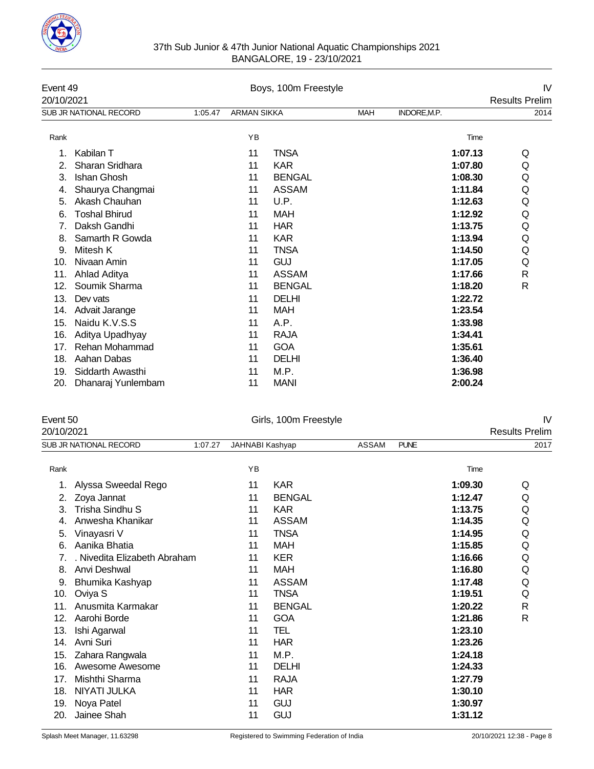37th Sub Junior & 47th Junior National Aquatic Championships 2021
BANGALORE, 19 - 23/10/2021

## Event 49 — Boys, 100m Freestyle — IV

20/10/2021 — Results Prelim

SUB JR NATIONAL RECORD 1:05.47 ARMAN SIKKA MAH INDORE,M.P. 2014

| Rank | | YB | | Time | |
|---|---|---|---|---|---|
| 1. | Kabilan T | 11 | TNSA | **1:07.13** | Q |
| 2. | Sharan Sridhara | 11 | KAR | **1:07.80** | Q |
| 3. | Ishan Ghosh | 11 | BENGAL | **1:08.30** | Q |
| 4. | Shaurya Changmai | 11 | ASSAM | **1:11.84** | Q |
| 5. | Akash Chauhan | 11 | U.P. | **1:12.63** | Q |
| 6. | Toshal Bhirud | 11 | MAH | **1:12.92** | Q |
| 7. | Daksh Gandhi | 11 | HAR | **1:13.75** | Q |
| 8. | Samarth R Gowda | 11 | KAR | **1:13.94** | Q |
| 9. | Mitesh K | 11 | TNSA | **1:14.50** | Q |
| 10. | Nivaan Amin | 11 | GUJ | **1:17.05** | Q |
| 11. | Ahlad Aditya | 11 | ASSAM | **1:17.66** | R |
| 12. | Soumik Sharma | 11 | BENGAL | **1:18.20** | R |
| 13. | Dev vats | 11 | DELHI | **1:22.72** | |
| 14. | Advait Jarange | 11 | MAH | **1:23.54** | |
| 15. | Naidu K.V.S.S | 11 | A.P. | **1:33.98** | |
| 16. | Aditya Upadhyay | 11 | RAJA | **1:34.41** | |
| 17. | Rehan Mohammad | 11 | GOA | **1:35.61** | |
| 18. | Aahan Dabas | 11 | DELHI | **1:36.40** | |
| 19. | Siddarth Awasthi | 11 | M.P. | **1:36.98** | |
| 20. | Dhanaraj Yunlembam | 11 | MANI | **2:00.24** | |

## Event 50 — Girls, 100m Freestyle — IV

20/10/2021 — Results Prelim

SUB JR NATIONAL RECORD 1:07.27 JAHNABI Kashyap ASSAM PUNE 2017

| Rank | | YB | | Time | |
|---|---|---|---|---|---|
| 1. | Alyssa Sweedal Rego | 11 | KAR | **1:09.30** | Q |
| 2. | Zoya Jannat | 11 | BENGAL | **1:12.47** | Q |
| 3. | Trisha Sindhu S | 11 | KAR | **1:13.75** | Q |
| 4. | Anwesha Khanikar | 11 | ASSAM | **1:14.35** | Q |
| 5. | Vinayasri V | 11 | TNSA | **1:14.95** | Q |
| 6. | Aanika Bhatia | 11 | MAH | **1:15.85** | Q |
| 7. | . Nivedita Elizabeth Abraham | 11 | KER | **1:16.66** | Q |
| 8. | Anvi Deshwal | 11 | MAH | **1:16.80** | Q |
| 9. | Bhumika Kashyap | 11 | ASSAM | **1:17.48** | Q |
| 10. | Oviya S | 11 | TNSA | **1:19.51** | Q |
| 11. | Anusmita Karmakar | 11 | BENGAL | **1:20.22** | R |
| 12. | Aarohi Borde | 11 | GOA | **1:21.86** | R |
| 13. | Ishi Agarwal | 11 | TEL | **1:23.10** | |
| 14. | Avni Suri | 11 | HAR | **1:23.26** | |
| 15. | Zahara Rangwala | 11 | M.P. | **1:24.18** | |
| 16. | Awesome Awesome | 11 | DELHI | **1:24.33** | |
| 17. | Mishthi Sharma | 11 | RAJA | **1:27.79** | |
| 18. | NIYATI JULKA | 11 | HAR | **1:30.10** | |
| 19. | Noya Patel | 11 | GUJ | **1:30.97** | |
| 20. | Jainee Shah | 11 | GUJ | **1:31.12** | |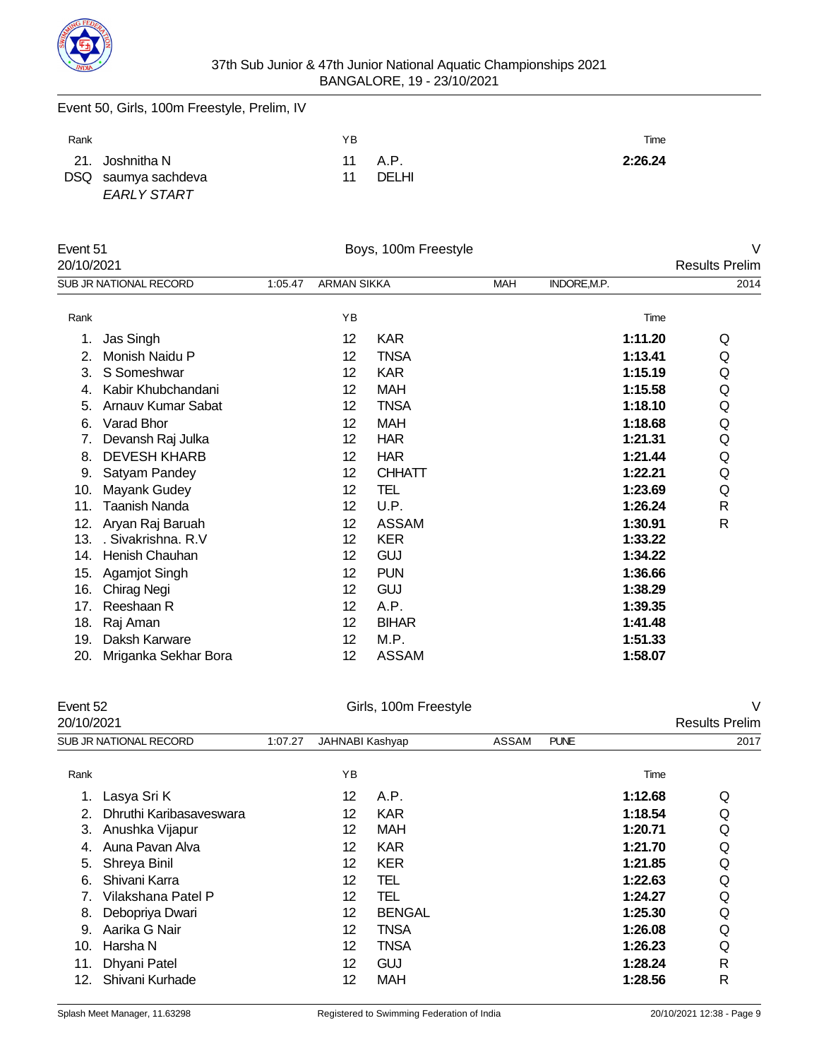## Event 50, Girls, 100m Freestyle, Prelim, IV

| Rank | | YB | | Time |
|---|---|---|---|---|
| 21. | Joshnitha N | 11 | A.P. | **2:26.24** |
| DSQ | saumya sachdeva<br>*EARLY START* | 11 | DELHI | |

## Event 51 — Boys, 100m Freestyle — V

20/10/2021 — Results Prelim

SUB JR NATIONAL RECORD | 1:05.47 | ARMAN SIKKA | MAH | INDORE,M.P. | 2014

| Rank | | YB | | Time | |
|---|---|---|---|---|---|
| 1. | Jas Singh | 12 | KAR | **1:11.20** | Q |
| 2. | Monish Naidu P | 12 | TNSA | **1:13.41** | Q |
| 3. | S Someshwar | 12 | KAR | **1:15.19** | Q |
| 4. | Kabir Khubchandani | 12 | MAH | **1:15.58** | Q |
| 5. | Arnauv Kumar Sabat | 12 | TNSA | **1:18.10** | Q |
| 6. | Varad Bhor | 12 | MAH | **1:18.68** | Q |
| 7. | Devansh Raj Julka | 12 | HAR | **1:21.31** | Q |
| 8. | DEVESH KHARB | 12 | HAR | **1:21.44** | Q |
| 9. | Satyam Pandey | 12 | CHHATT | **1:22.21** | Q |
| 10. | Mayank Gudey | 12 | TEL | **1:23.69** | Q |
| 11. | Taanish Nanda | 12 | U.P. | **1:26.24** | R |
| 12. | Aryan Raj Baruah | 12 | ASSAM | **1:30.91** | R |
| 13. | . Sivakrishna. R.V | 12 | KER | **1:33.22** | |
| 14. | Henish Chauhan | 12 | GUJ | **1:34.22** | |
| 15. | Agamjot Singh | 12 | PUN | **1:36.66** | |
| 16. | Chirag Negi | 12 | GUJ | **1:38.29** | |
| 17. | Reeshaan R | 12 | A.P. | **1:39.35** | |
| 18. | Raj Aman | 12 | BIHAR | **1:41.48** | |
| 19. | Daksh Karware | 12 | M.P. | **1:51.33** | |
| 20. | Mriganka Sekhar Bora | 12 | ASSAM | **1:58.07** | |

## Event 52 — Girls, 100m Freestyle — V

20/10/2021 — Results Prelim

SUB JR NATIONAL RECORD | 1:07.27 | JAHNABI Kashyap | ASSAM | PUNE | 2017

| Rank | | YB | | Time | |
|---|---|---|---|---|---|
| 1. | Lasya Sri K | 12 | A.P. | **1:12.68** | Q |
| 2. | Dhruthi Karibasaveswara | 12 | KAR | **1:18.54** | Q |
| 3. | Anushka Vijapur | 12 | MAH | **1:20.71** | Q |
| 4. | Auna Pavan Alva | 12 | KAR | **1:21.70** | Q |
| 5. | Shreya Binil | 12 | KER | **1:21.85** | Q |
| 6. | Shivani Karra | 12 | TEL | **1:22.63** | Q |
| 7. | Vilakshana Patel P | 12 | TEL | **1:24.27** | Q |
| 8. | Debopriya Dwari | 12 | BENGAL | **1:25.30** | Q |
| 9. | Aarika G Nair | 12 | TNSA | **1:26.08** | Q |
| 10. | Harsha N | 12 | TNSA | **1:26.23** | Q |
| 11. | Dhyani Patel | 12 | GUJ | **1:28.24** | R |
| 12. | Shivani Kurhade | 12 | MAH | **1:28.56** | R |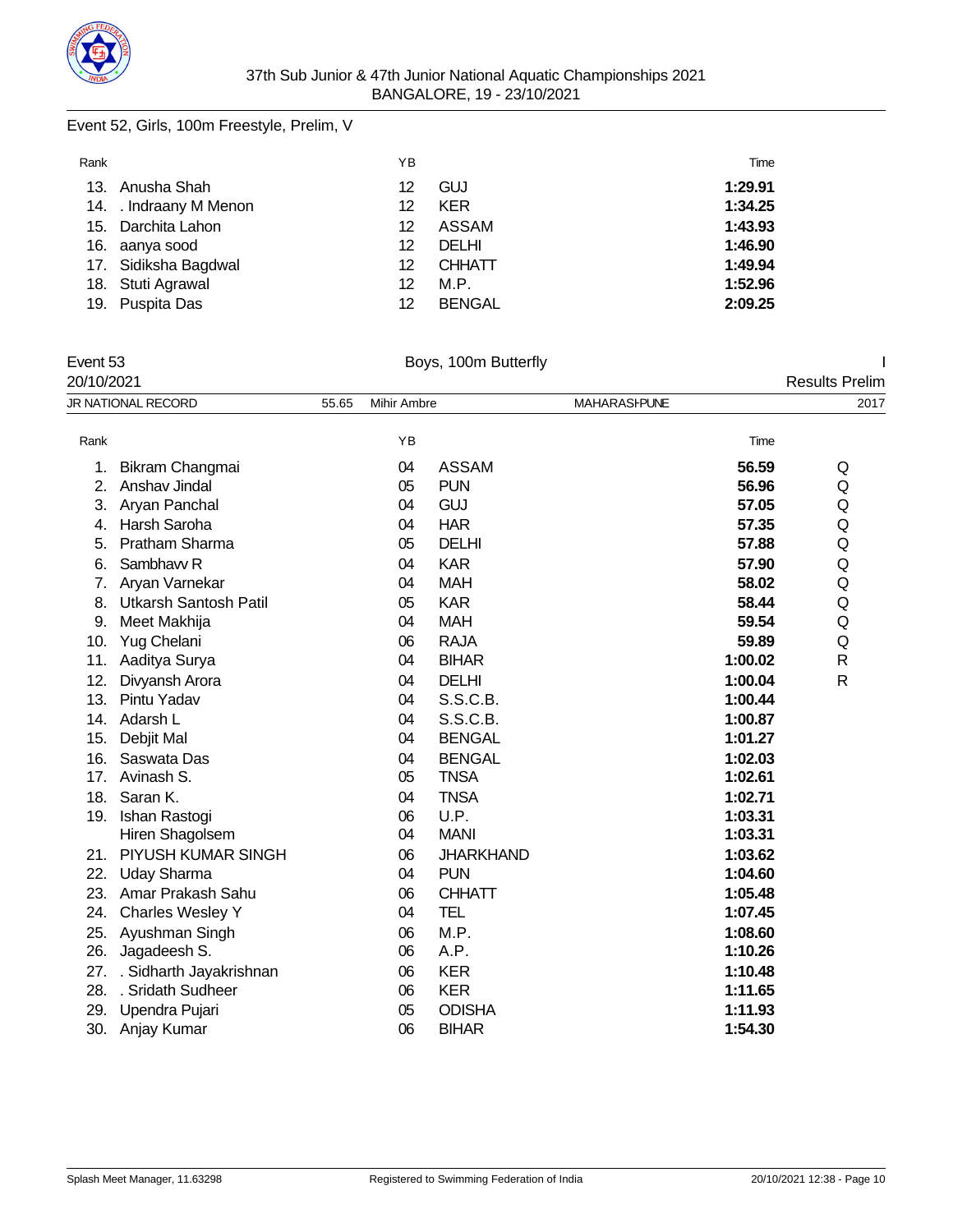Event 52, Girls, 100m Freestyle, Prelim, V

| Rank | | YB | | Time |
|---|---|---|---|---|
| 13. | Anusha Shah | 12 | GUJ | **1:29.91** |
| 14. | . Indraany M Menon | 12 | KER | **1:34.25** |
| 15. | Darchita Lahon | 12 | ASSAM | **1:43.93** |
| 16. | aanya sood | 12 | DELHI | **1:46.90** |
| 17. | Sidiksha Bagdwal | 12 | CHHATT | **1:49.94** |
| 18. | Stuti Agrawal | 12 | M.P. | **1:52.96** |
| 19. | Puspita Das | 12 | BENGAL | **2:09.25** |

Event 53 — Boys, 100m Butterfly — I

20/10/2021 — Results Prelim

JR NATIONAL RECORD 55.65 Mihir Ambre MAHARASHPUNE 2017

| Rank | | YB | | Time | |
|---|---|---|---|---|---|
| 1. | Bikram Changmai | 04 | ASSAM | **56.59** | Q |
| 2. | Anshav Jindal | 05 | PUN | **56.96** | Q |
| 3. | Aryan Panchal | 04 | GUJ | **57.05** | Q |
| 4. | Harsh Saroha | 04 | HAR | **57.35** | Q |
| 5. | Pratham Sharma | 05 | DELHI | **57.88** | Q |
| 6. | Sambhavv R | 04 | KAR | **57.90** | Q |
| 7. | Aryan Varnekar | 04 | MAH | **58.02** | Q |
| 8. | Utkarsh Santosh Patil | 05 | KAR | **58.44** | Q |
| 9. | Meet Makhija | 04 | MAH | **59.54** | Q |
| 10. | Yug Chelani | 06 | RAJA | **59.89** | Q |
| 11. | Aaditya Surya | 04 | BIHAR | **1:00.02** | R |
| 12. | Divyansh Arora | 04 | DELHI | **1:00.04** | R |
| 13. | Pintu Yadav | 04 | S.S.C.B. | **1:00.44** | |
| 14. | Adarsh L | 04 | S.S.C.B. | **1:00.87** | |
| 15. | Debjit Mal | 04 | BENGAL | **1:01.27** | |
| 16. | Saswata Das | 04 | BENGAL | **1:02.03** | |
| 17. | Avinash S. | 05 | TNSA | **1:02.61** | |
| 18. | Saran K. | 04 | TNSA | **1:02.71** | |
| 19. | Ishan Rastogi | 06 | U.P. | **1:03.31** | |
| | Hiren Shagolsem | 04 | MANI | **1:03.31** | |
| 21. | PIYUSH KUMAR SINGH | 06 | JHARKHAND | **1:03.62** | |
| 22. | Uday Sharma | 04 | PUN | **1:04.60** | |
| 23. | Amar Prakash Sahu | 06 | CHHATT | **1:05.48** | |
| 24. | Charles Wesley Y | 04 | TEL | **1:07.45** | |
| 25. | Ayushman Singh | 06 | M.P. | **1:08.60** | |
| 26. | Jagadeesh S. | 06 | A.P. | **1:10.26** | |
| 27. | . Sidharth Jayakrishnan | 06 | KER | **1:10.48** | |
| 28. | . Sridath Sudheer | 06 | KER | **1:11.65** | |
| 29. | Upendra Pujari | 05 | ODISHA | **1:11.93** | |
| 30. | Anjay Kumar | 06 | BIHAR | **1:54.30** | |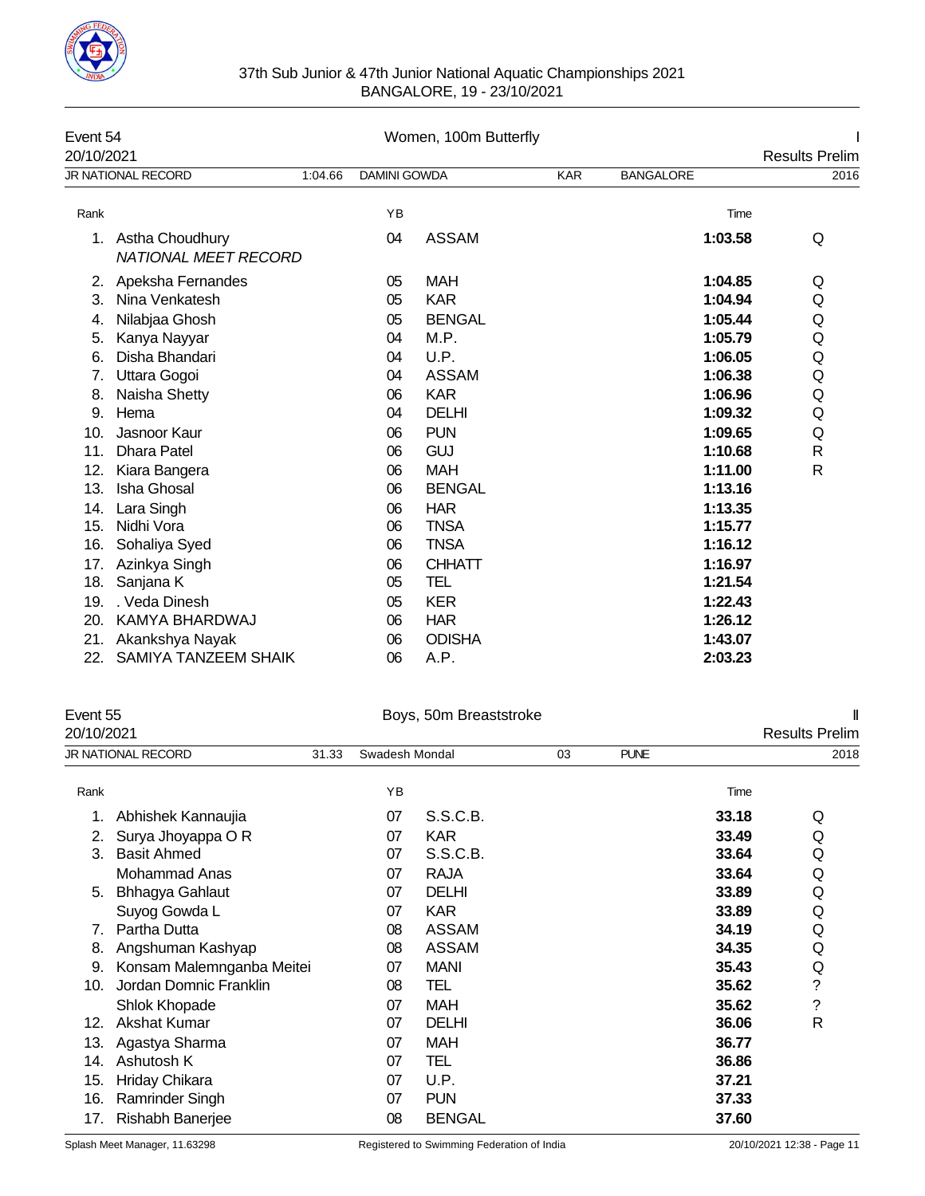37th Sub Junior & 47th Junior National Aquatic Championships 2021
BANGALORE, 19 - 23/10/2021

## Event 54 — Women, 100m Butterfly

20/10/2021 — I — Results Prelim

JR NATIONAL RECORD 1:04.66 DAMINI GOWDA KAR BANGALORE 2016

| Rank | Name | YB | Team | Time | |
|---|---|---|---|---|---|
| 1. | Astha Choudhury *NATIONAL MEET RECORD* | 04 | ASSAM | **1:03.58** | Q |
| 2. | Apeksha Fernandes | 05 | MAH | **1:04.85** | Q |
| 3. | Nina Venkatesh | 05 | KAR | **1:04.94** | Q |
| 4. | Nilabjaa Ghosh | 05 | BENGAL | **1:05.44** | Q |
| 5. | Kanya Nayyar | 04 | M.P. | **1:05.79** | Q |
| 6. | Disha Bhandari | 04 | U.P. | **1:06.05** | Q |
| 7. | Uttara Gogoi | 04 | ASSAM | **1:06.38** | Q |
| 8. | Naisha Shetty | 06 | KAR | **1:06.96** | Q |
| 9. | Hema | 04 | DELHI | **1:09.32** | Q |
| 10. | Jasnoor Kaur | 06 | PUN | **1:09.65** | Q |
| 11. | Dhara Patel | 06 | GUJ | **1:10.68** | R |
| 12. | Kiara Bangera | 06 | MAH | **1:11.00** | R |
| 13. | Isha Ghosal | 06 | BENGAL | **1:13.16** | |
| 14. | Lara Singh | 06 | HAR | **1:13.35** | |
| 15. | Nidhi Vora | 06 | TNSA | **1:15.77** | |
| 16. | Sohaliya Syed | 06 | TNSA | **1:16.12** | |
| 17. | Azinkya Singh | 06 | CHHATT | **1:16.97** | |
| 18. | Sanjana K | 05 | TEL | **1:21.54** | |
| 19. | . Veda Dinesh | 05 | KER | **1:22.43** | |
| 20. | KAMYA BHARDWAJ | 06 | HAR | **1:26.12** | |
| 21. | Akankshya Nayak | 06 | ODISHA | **1:43.07** | |
| 22. | SAMIYA TANZEEM SHAIK | 06 | A.P. | **2:03.23** | |

## Event 55 — Boys, 50m Breaststroke

20/10/2021 — II — Results Prelim

JR NATIONAL RECORD 31.33 Swadesh Mondal 03 PUNE 2018

| Rank | Name | YB | Team | Time | |
|---|---|---|---|---|---|
| 1. | Abhishek Kannaujia | 07 | S.S.C.B. | **33.18** | Q |
| 2. | Surya Jhoyappa O R | 07 | KAR | **33.49** | Q |
| 3. | Basit Ahmed | 07 | S.S.C.B. | **33.64** | Q |
| | Mohammad Anas | 07 | RAJA | **33.64** | Q |
| 5. | Bhhagya Gahlaut | 07 | DELHI | **33.89** | Q |
| | Suyog Gowda L | 07 | KAR | **33.89** | Q |
| 7. | Partha Dutta | 08 | ASSAM | **34.19** | Q |
| 8. | Angshuman Kashyap | 08 | ASSAM | **34.35** | Q |
| 9. | Konsam Malemnganba Meitei | 07 | MANI | **35.43** | Q |
| 10. | Jordan Domnic Franklin | 08 | TEL | **35.62** | ? |
| | Shlok Khopade | 07 | MAH | **35.62** | ? |
| 12. | Akshat Kumar | 07 | DELHI | **36.06** | R |
| 13. | Agastya Sharma | 07 | MAH | **36.77** | |
| 14. | Ashutosh K | 07 | TEL | **36.86** | |
| 15. | Hriday Chikara | 07 | U.P. | **37.21** | |
| 16. | Ramrinder Singh | 07 | PUN | **37.33** | |
| 17. | Rishabh Banerjee | 08 | BENGAL | **37.60** | |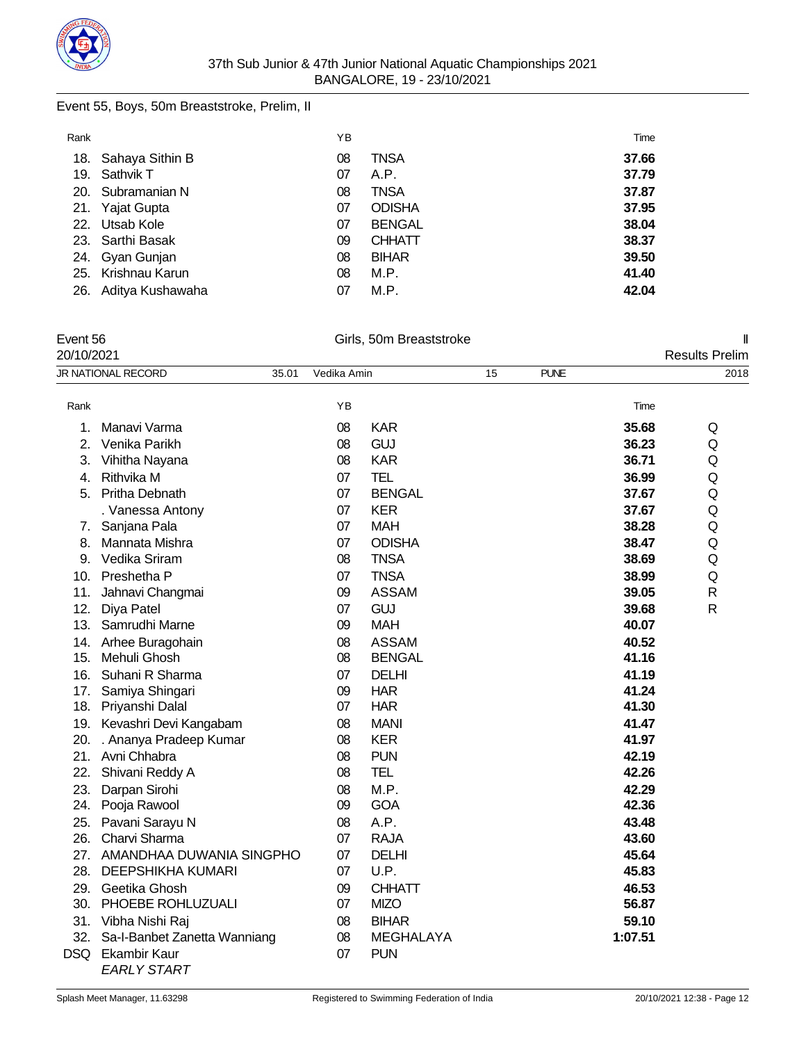## Event 55, Boys, 50m Breaststroke, Prelim, II

| Rank | | YB | | Time |
|---|---|---|---|---|
| 18. | Sahaya Sithin B | 08 | TNSA | **37.66** |
| 19. | Sathvik T | 07 | A.P. | **37.79** |
| 20. | Subramanian N | 08 | TNSA | **37.87** |
| 21. | Yajat Gupta | 07 | ODISHA | **37.95** |
| 22. | Utsab Kole | 07 | BENGAL | **38.04** |
| 23. | Sarthi Basak | 09 | CHHATT | **38.37** |
| 24. | Gyan Gunjan | 08 | BIHAR | **39.50** |
| 25. | Krishnau Karun | 08 | M.P. | **41.40** |
| 26. | Aditya Kushawaha | 07 | M.P. | **42.04** |

## Event 56 — Girls, 50m Breaststroke — II

20/10/2021 — Results Prelim

JR NATIONAL RECORD 35.01 Vedika Amin 15 PUNE 2018

| Rank | | YB | | Time | |
|---|---|---|---|---|---|
| 1. | Manavi Varma | 08 | KAR | **35.68** | Q |
| 2. | Venika Parikh | 08 | GUJ | **36.23** | Q |
| 3. | Vihitha Nayana | 08 | KAR | **36.71** | Q |
| 4. | Rithvika M | 07 | TEL | **36.99** | Q |
| 5. | Pritha Debnath | 07 | BENGAL | **37.67** | Q |
| | . Vanessa Antony | 07 | KER | **37.67** | Q |
| 7. | Sanjana Pala | 07 | MAH | **38.28** | Q |
| 8. | Mannata Mishra | 07 | ODISHA | **38.47** | Q |
| 9. | Vedika Sriram | 08 | TNSA | **38.69** | Q |
| 10. | Preshetha P | 07 | TNSA | **38.99** | Q |
| 11. | Jahnavi Changmai | 09 | ASSAM | **39.05** | R |
| 12. | Diya Patel | 07 | GUJ | **39.68** | R |
| 13. | Samrudhi Marne | 09 | MAH | **40.07** | |
| 14. | Arhee Buragohain | 08 | ASSAM | **40.52** | |
| 15. | Mehuli Ghosh | 08 | BENGAL | **41.16** | |
| 16. | Suhani R Sharma | 07 | DELHI | **41.19** | |
| 17. | Samiya Shingari | 09 | HAR | **41.24** | |
| 18. | Priyanshi Dalal | 07 | HAR | **41.30** | |
| 19. | Kevashri Devi Kangabam | 08 | MANI | **41.47** | |
| 20. | . Ananya Pradeep Kumar | 08 | KER | **41.97** | |
| 21. | Avni Chhabra | 08 | PUN | **42.19** | |
| 22. | Shivani Reddy A | 08 | TEL | **42.26** | |
| 23. | Darpan Sirohi | 08 | M.P. | **42.29** | |
| 24. | Pooja Rawool | 09 | GOA | **42.36** | |
| 25. | Pavani Sarayu N | 08 | A.P. | **43.48** | |
| 26. | Charvi Sharma | 07 | RAJA | **43.60** | |
| 27. | AMANDHAA DUWANIA SINGPHO | 07 | DELHI | **45.64** | |
| 28. | DEEPSHIKHA KUMARI | 07 | U.P. | **45.83** | |
| 29. | Geetika Ghosh | 09 | CHHATT | **46.53** | |
| 30. | PHOEBE ROHLUZUALI | 07 | MIZO | **56.87** | |
| 31. | Vibha Nishi Raj | 08 | BIHAR | **59.10** | |
| 32. | Sa-I-Banbet Zanetta Wanniang | 08 | MEGHALAYA | **1:07.51** | |
| DSQ | Ekambir Kaur *EARLY START* | 07 | PUN | | |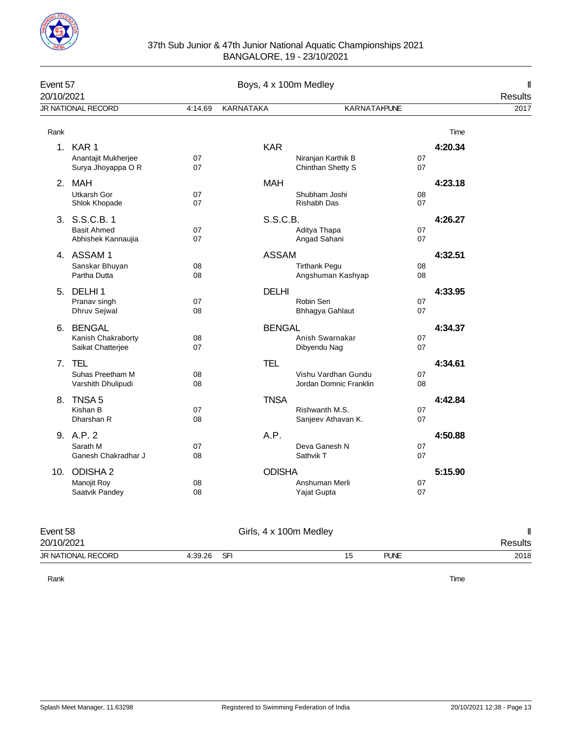# 37th Sub Junior & 47th Junior National Aquatic Championships 2021
BANGALORE, 19 - 23/10/2021

## Event 57 — Boys, 4 x 100m Medley — II

20/10/2021 — Results

| JR NATIONAL RECORD | 4:14.69 | KARNATAKA | KARNATAKPUNE | 2017 |
|---|---|---|---|---|

| Rank | Team | Swimmer | YB | Club | Swimmer | YB | Time |
|---|---|---|---|---|---|---|---|
| 1. | KAR 1 | | | KAR | | | 4:20.34 |
| | | Anantajit Mukherjee | 07 | | Niranjan Karthik B | 07 | |
| | | Surya Jhoyappa O R | 07 | | Chinthan Shetty S | 07 | |
| 2. | MAH | | | MAH | | | 4:23.18 |
| | | Utkarsh Gor | 07 | | Shubham Joshi | 08 | |
| | | Shlok Khopade | 07 | | Rishabh Das | 07 | |
| 3. | S.S.C.B. 1 | | | S.S.C.B. | | | 4:26.27 |
| | | Basit Ahmed | 07 | | Aditya Thapa | 07 | |
| | | Abhishek Kannaujia | 07 | | Angad Sahani | 07 | |
| 4. | ASSAM 1 | | | ASSAM | | | 4:32.51 |
| | | Sanskar Bhuyan | 08 | | Tirthank Pegu | 08 | |
| | | Partha Dutta | 08 | | Angshuman Kashyap | 08 | |
| 5. | DELHI 1 | | | DELHI | | | 4:33.95 |
| | | Pranav singh | 07 | | Robin Sen | 07 | |
| | | Dhruv Sejwal | 08 | | Bhhagya Gahlaut | 07 | |
| 6. | BENGAL | | | BENGAL | | | 4:34.37 |
| | | Kanish Chakraborty | 08 | | Anish Swarnakar | 07 | |
| | | Saikat Chatterjee | 07 | | Dibyendu Nag | 07 | |
| 7. | TEL | | | TEL | | | 4:34.61 |
| | | Suhas Preetham M | 08 | | Vishu Vardhan Gundu | 07 | |
| | | Varshith Dhulipudi | 08 | | Jordan Domnic Franklin | 08 | |
| 8. | TNSA 5 | | | TNSA | | | 4:42.84 |
| | | Kishan B | 07 | | Rishwanth M.S. | 07 | |
| | | Dharshan R | 08 | | Sanjeev Athavan K. | 07 | |
| 9. | A.P. 2 | | | A.P. | | | 4:50.88 |
| | | Sarath M | 07 | | Deva Ganesh N | 07 | |
| | | Ganesh Chakradhar J | 08 | | Sathvik T | 07 | |
| 10. | ODISHA 2 | | | ODISHA | | | 5:15.90 |
| | | Manojit Roy | 08 | | Anshuman Merli | 07 | |
| | | Saatvik Pandey | 08 | | Yajat Gupta | 07 | |

## Event 58 — Girls, 4 x 100m Medley — II

20/10/2021 — Results

| JR NATIONAL RECORD | 4:39.26 | SFI | 15 | PUNE | 2018 |
|---|---|---|---|---|---|

| Rank | Time |
|---|---|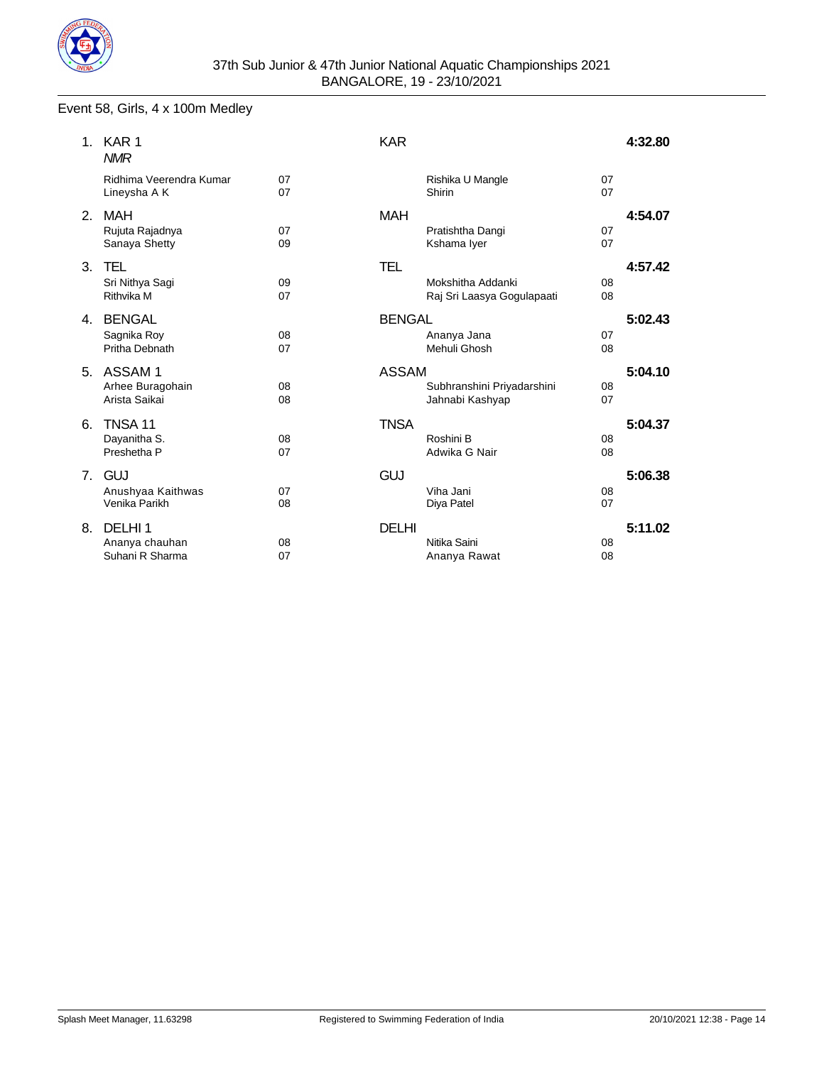37th Sub Junior & 47th Junior National Aquatic Championships 2021
BANGALORE, 19 - 23/10/2021

## Event 58, Girls, 4 x 100m Medley

| | | | | | | |
|---|---|---|---|---|---|---|
| 1. | KAR 1 *NMR* | | KAR | | | 4:32.80 |
| | Ridhima Veerendra Kumar | 07 | | Rishika U Mangle | 07 | |
| | Lineysha A K | 07 | | Shirin | 07 | |
| 2. | MAH | | MAH | | | 4:54.07 |
| | Rujuta Rajadnya | 07 | | Pratishtha Dangi | 07 | |
| | Sanaya Shetty | 09 | | Kshama Iyer | 07 | |
| 3. | TEL | | TEL | | | 4:57.42 |
| | Sri Nithya Sagi | 09 | | Mokshitha Addanki | 08 | |
| | Rithvika M | 07 | | Raj Sri Laasya Gogulapaati | 08 | |
| 4. | BENGAL | | BENGAL | | | 5:02.43 |
| | Sagnika Roy | 08 | | Ananya Jana | 07 | |
| | Pritha Debnath | 07 | | Mehuli Ghosh | 08 | |
| 5. | ASSAM 1 | | ASSAM | | | 5:04.10 |
| | Arhee Buragohain | 08 | | Subhranshini Priyadarshini | 08 | |
| | Arista Saikai | 08 | | Jahnabi Kashyap | 07 | |
| 6. | TNSA 11 | | TNSA | | | 5:04.37 |
| | Dayanitha S. | 08 | | Roshini B | 08 | |
| | Preshetha P | 07 | | Adwika G Nair | 08 | |
| 7. | GUJ | | GUJ | | | 5:06.38 |
| | Anushyaa Kaithwas | 07 | | Viha Jani | 08 | |
| | Venika Parikh | 08 | | Diya Patel | 07 | |
| 8. | DELHI 1 | | DELHI | | | 5:11.02 |
| | Ananya chauhan | 08 | | Nitika Saini | 08 | |
| | Suhani R Sharma | 07 | | Ananya Rawat | 08 | |